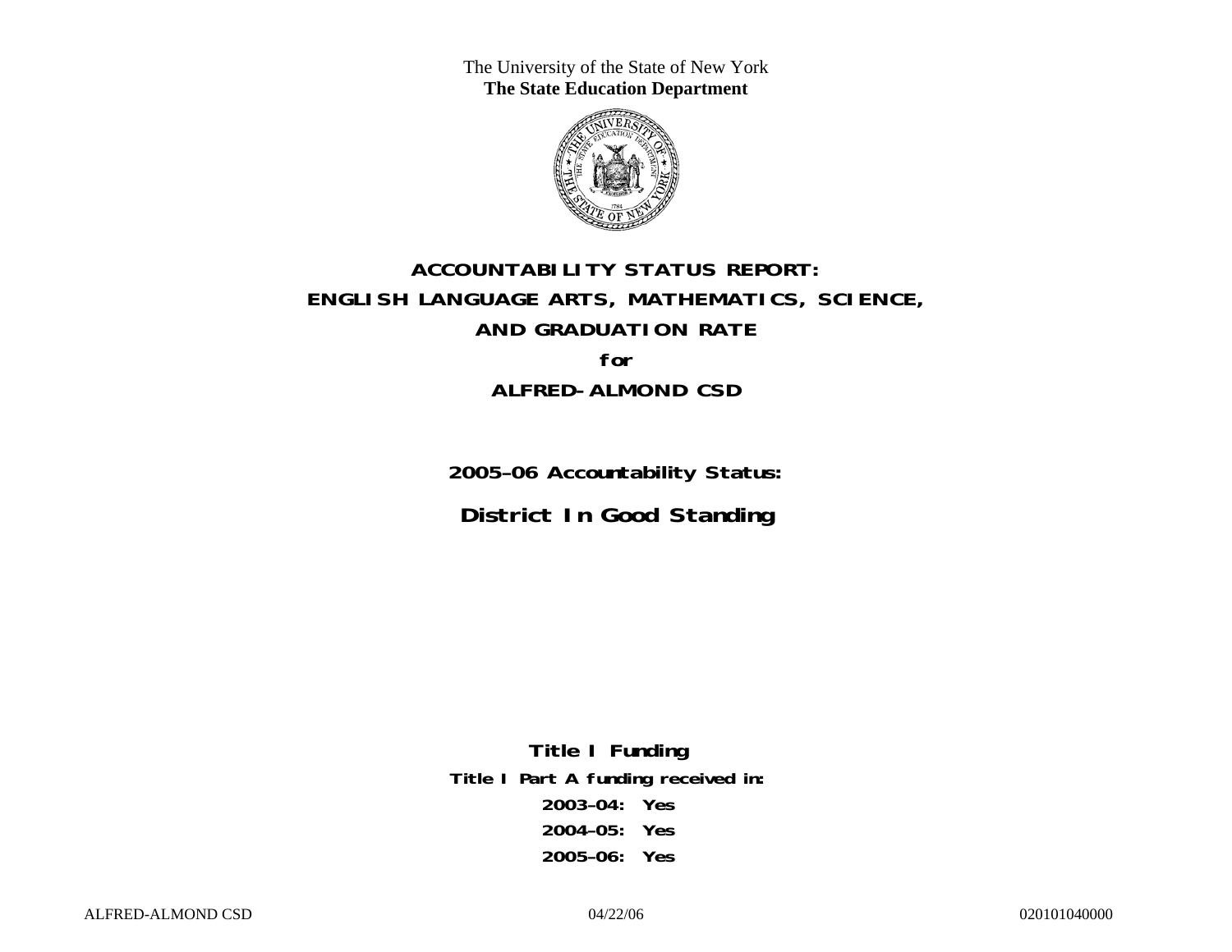The University of the State of New York
**The State Education Department**

# ACCOUNTABILITY STATUS REPORT:
# ENGLISH LANGUAGE ARTS, MATHEMATICS, SCIENCE,
# AND GRADUATION RATE

**for**

# ALFRED-ALMOND CSD

**2005–06 Accountability Status:**

## District In Good Standing

**Title I Funding**

**Title I Part A funding received in:**

**2003–04: Yes**

**2004–05: Yes**

**2005–06: Yes**

ALFRED-ALMOND CSD 04/22/06 020101040000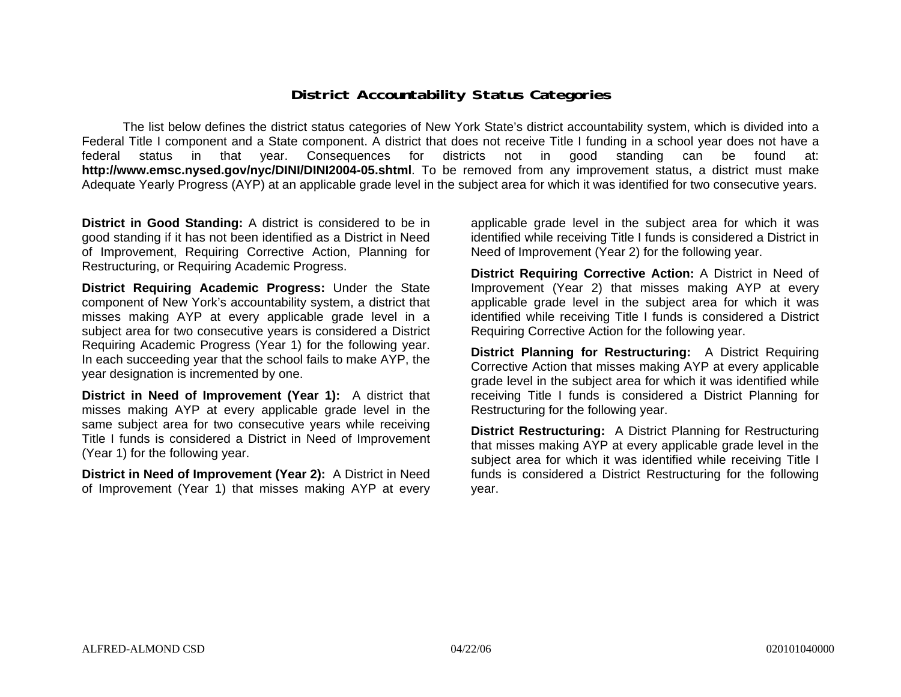## District Accountability Status Categories

The list below defines the district status categories of New York State's district accountability system, which is divided into a Federal Title I component and a State component. A district that does not receive Title I funding in a school year does not have a federal status in that year. Consequences for districts not in good standing can be found at: **http://www.emsc.nysed.gov/nyc/DINI/DINI2004-05.shtml**. To be removed from any improvement status, a district must make Adequate Yearly Progress (AYP) at an applicable grade level in the subject area for which it was identified for two consecutive years.

**District in Good Standing:** A district is considered to be in good standing if it has not been identified as a District in Need of Improvement, Requiring Corrective Action, Planning for Restructuring, or Requiring Academic Progress.

**District Requiring Academic Progress:** Under the State component of New York's accountability system, a district that misses making AYP at every applicable grade level in a subject area for two consecutive years is considered a District Requiring Academic Progress (Year 1) for the following year. In each succeeding year that the school fails to make AYP, the year designation is incremented by one.

**District in Need of Improvement (Year 1):** A district that misses making AYP at every applicable grade level in the same subject area for two consecutive years while receiving Title I funds is considered a District in Need of Improvement (Year 1) for the following year.

**District in Need of Improvement (Year 2):** A District in Need of Improvement (Year 1) that misses making AYP at every applicable grade level in the subject area for which it was identified while receiving Title I funds is considered a District in Need of Improvement (Year 2) for the following year.

**District Requiring Corrective Action:** A District in Need of Improvement (Year 2) that misses making AYP at every applicable grade level in the subject area for which it was identified while receiving Title I funds is considered a District Requiring Corrective Action for the following year.

**District Planning for Restructuring:** A District Requiring Corrective Action that misses making AYP at every applicable grade level in the subject area for which it was identified while receiving Title I funds is considered a District Planning for Restructuring for the following year.

**District Restructuring:** A District Planning for Restructuring that misses making AYP at every applicable grade level in the subject area for which it was identified while receiving Title I funds is considered a District Restructuring for the following year.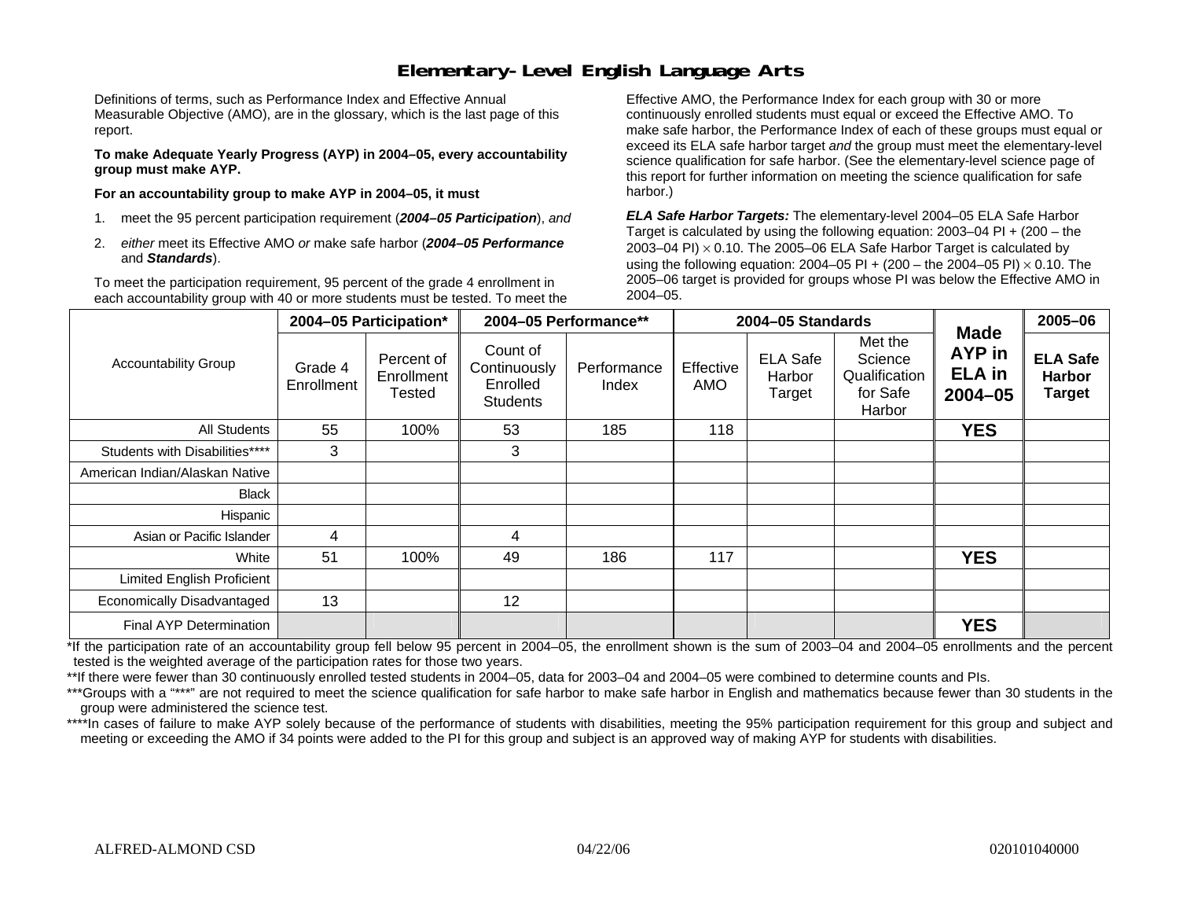# Elementary-Level English Language Arts

Definitions of terms, such as Performance Index and Effective Annual Measurable Objective (AMO), are in the glossary, which is the last page of this report.

**To make Adequate Yearly Progress (AYP) in 2004–05, every accountability group must make AYP.**

**For an accountability group to make AYP in 2004–05, it must**

1. meet the 95 percent participation requirement (***2004–05 Participation***), *and*
2. *either* meet its Effective AMO *or* make safe harbor (***2004–05 Performance*** and ***Standards***).

To meet the participation requirement, 95 percent of the grade 4 enrollment in each accountability group with 40 or more students must be tested. To meet the Effective AMO, the Performance Index for each group with 30 or more continuously enrolled students must equal or exceed the Effective AMO. To make safe harbor, the Performance Index of each of these groups must equal or exceed its ELA safe harbor target *and* the group must meet the elementary-level science qualification for safe harbor. (See the elementary-level science page of this report for further information on meeting the science qualification for safe harbor.)

***ELA Safe Harbor Targets:*** The elementary-level 2004–05 ELA Safe Harbor Target is calculated by using the following equation: 2003–04 PI + (200 – the 2003–04 PI) $\times$ 0.10. The 2005–06 ELA Safe Harbor Target is calculated by using the following equation: 2004–05 PI + (200 – the 2004–05 PI) $\times$ 0.10. The 2005–06 target is provided for groups whose PI was below the Effective AMO in 2004–05.

| Accountability Group | 2004–05 Participation* | | 2004–05 Performance** | | 2004–05 Standards | | | Made AYP in ELA in 2004–05 | 2005–06 |
|---|---|---|---|---|---|---|---|---|---|
| | Grade 4 Enrollment | Percent of Enrollment Tested | Count of Continuously Enrolled Students | Performance Index | Effective AMO | ELA Safe Harbor Target | Met the Science Qualification for Safe Harbor | | ELA Safe Harbor Target |
| All Students | 55 | 100% | 53 | 185 | 118 | | | **YES** | |
| Students with Disabilities**** | 3 | | 3 | | | | | | |
| American Indian/Alaskan Native | | | | | | | | | |
| Black | | | | | | | | | |
| Hispanic | | | | | | | | | |
| Asian or Pacific Islander | 4 | | 4 | | | | | | |
| White | 51 | 100% | 49 | 186 | 117 | | | **YES** | |
| Limited English Proficient | | | | | | | | | |
| Economically Disadvantaged | 13 | | 12 | | | | | | |
| Final AYP Determination | | | | | | | | **YES** | |

*If the participation rate of an accountability group fell below 95 percent in 2004–05, the enrollment shown is the sum of 2003–04 and 2004–05 enrollments and the percent tested is the weighted average of the participation rates for those two years.

**If there were fewer than 30 continuously enrolled tested students in 2004–05, data for 2003–04 and 2004–05 were combined to determine counts and PIs.

***Groups with a "***" are not required to meet the science qualification for safe harbor to make safe harbor in English and mathematics because fewer than 30 students in the group were administered the science test.

****In cases of failure to make AYP solely because of the performance of students with disabilities, meeting the 95% participation requirement for this group and subject and meeting or exceeding the AMO if 34 points were added to the PI for this group and subject is an approved way of making AYP for students with disabilities.

ALFRED-ALMOND CSD 04/22/06 020101040000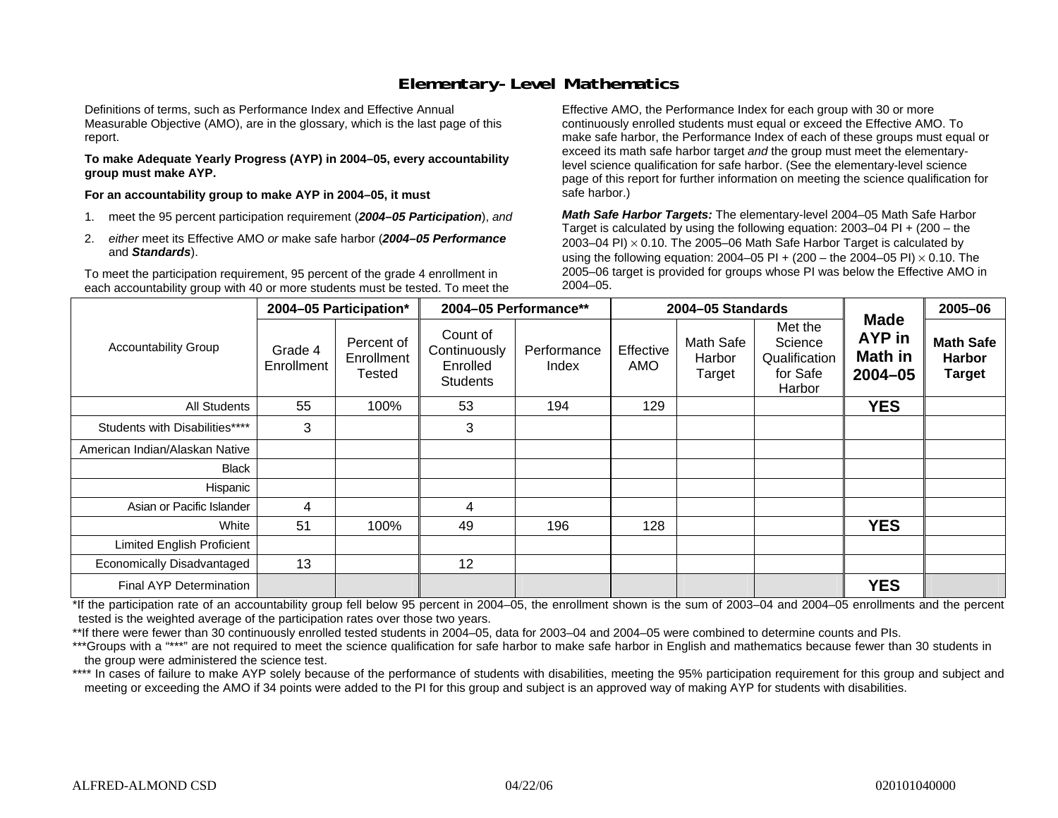# Elementary-Level Mathematics

Definitions of terms, such as Performance Index and Effective Annual Measurable Objective (AMO), are in the glossary, which is the last page of this report.

**To make Adequate Yearly Progress (AYP) in 2004–05, every accountability group must make AYP.**

**For an accountability group to make AYP in 2004–05, it must**

1. meet the 95 percent participation requirement (***2004–05 Participation***), *and*
2. *either* meet its Effective AMO *or* make safe harbor (***2004–05 Performance*** and ***Standards***).

To meet the participation requirement, 95 percent of the grade 4 enrollment in each accountability group with 40 or more students must be tested. To meet the Effective AMO, the Performance Index for each group with 30 or more continuously enrolled students must equal or exceed the Effective AMO. To make safe harbor, the Performance Index of each of these groups must equal or exceed its math safe harbor target *and* the group must meet the elementary-level science qualification for safe harbor. (See the elementary-level science page of this report for further information on meeting the science qualification for safe harbor.)

***Math Safe Harbor Targets:*** The elementary-level 2004–05 Math Safe Harbor Target is calculated by using the following equation: 2003–04 PI + (200 – the 2003–04 PI) $\times$ 0.10. The 2005–06 Math Safe Harbor Target is calculated by using the following equation: 2004–05 PI + (200 – the 2004–05 PI) $\times$ 0.10. The 2005–06 target is provided for groups whose PI was below the Effective AMO in 2004–05.

| Accountability Group | 2004–05 Participation* | | 2004–05 Performance** | | 2004–05 Standards | | | Made AYP in Math in 2004–05 | 2005–06 |
|---|---|---|---|---|---|---|---|---|---|
| | Grade 4 Enrollment | Percent of Enrollment Tested | Count of Continuously Enrolled Students | Performance Index | Effective AMO | Math Safe Harbor Target | Met the Science Qualification for Safe Harbor | | Math Safe Harbor Target |
| All Students | 55 | 100% | 53 | 194 | 129 | | | **YES** | |
| Students with Disabilities**** | 3 | | 3 | | | | | | |
| American Indian/Alaskan Native | | | | | | | | | |
| Black | | | | | | | | | |
| Hispanic | | | | | | | | | |
| Asian or Pacific Islander | 4 | | 4 | | | | | | |
| White | 51 | 100% | 49 | 196 | 128 | | | **YES** | |
| Limited English Proficient | | | | | | | | | |
| Economically Disadvantaged | 13 | | 12 | | | | | | |
| Final AYP Determination | | | | | | | | **YES** | |

*If the participation rate of an accountability group fell below 95 percent in 2004–05, the enrollment shown is the sum of 2003–04 and 2004–05 enrollments and the percent tested is the weighted average of the participation rates over those two years.

**If there were fewer than 30 continuously enrolled tested students in 2004–05, data for 2003–04 and 2004–05 were combined to determine counts and PIs.

***Groups with a "***" are not required to meet the science qualification for safe harbor to make safe harbor in English and mathematics because fewer than 30 students in the group were administered the science test.

**** In cases of failure to make AYP solely because of the performance of students with disabilities, meeting the 95% participation requirement for this group and subject and meeting or exceeding the AMO if 34 points were added to the PI for this group and subject is an approved way of making AYP for students with disabilities.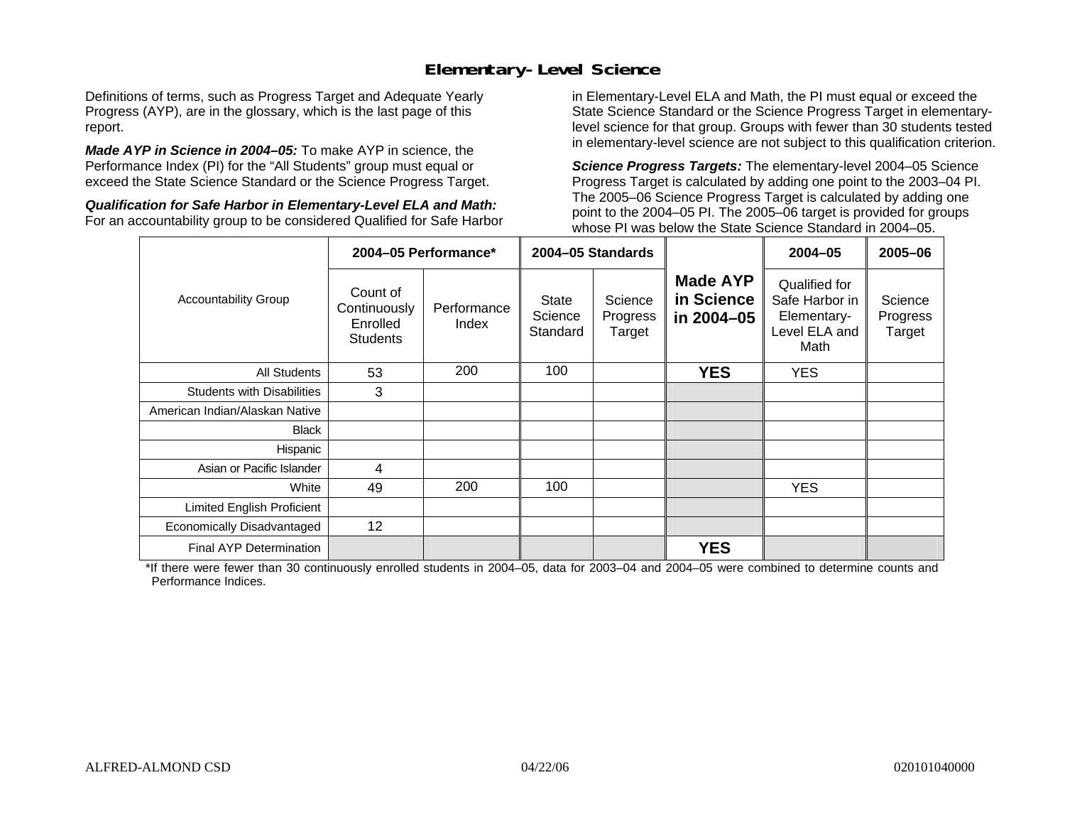# Elementary-Level Science

Definitions of terms, such as Progress Target and Adequate Yearly Progress (AYP), are in the glossary, which is the last page of this report.

***Made AYP in Science in 2004–05:*** To make AYP in science, the Performance Index (PI) for the "All Students" group must equal or exceed the State Science Standard or the Science Progress Target.

***Qualification for Safe Harbor in Elementary-Level ELA and Math:*** For an accountability group to be considered Qualified for Safe Harbor in Elementary-Level ELA and Math, the PI must equal or exceed the State Science Standard or the Science Progress Target in elementary-level science for that group. Groups with fewer than 30 students tested in elementary-level science are not subject to this qualification criterion.

***Science Progress Targets:*** The elementary-level 2004–05 Science Progress Target is calculated by adding one point to the 2003–04 PI. The 2005–06 Science Progress Target is calculated by adding one point to the 2004–05 PI. The 2005–06 target is provided for groups whose PI was below the State Science Standard in 2004–05.

| Accountability Group | 2004–05 Performance* | | 2004–05 Standards | | Made AYP in Science in 2004–05 | 2004–05 | 2005–06 |
|---|---|---|---|---|---|---|---|
| | Count of Continuously Enrolled Students | Performance Index | State Science Standard | Science Progress Target | | Qualified for Safe Harbor in Elementary-Level ELA and Math | Science Progress Target |
| All Students | 53 | 200 | 100 | | **YES** | YES | |
| Students with Disabilities | 3 | | | | | | |
| American Indian/Alaskan Native | | | | | | | |
| Black | | | | | | | |
| Hispanic | | | | | | | |
| Asian or Pacific Islander | 4 | | | | | | |
| White | 49 | 200 | 100 | | | YES | |
| Limited English Proficient | | | | | | | |
| Economically Disadvantaged | 12 | | | | | | |
| Final AYP Determination | | | | | **YES** | | |

*If there were fewer than 30 continuously enrolled students in 2004–05, data for 2003–04 and 2004–05 were combined to determine counts and Performance Indices.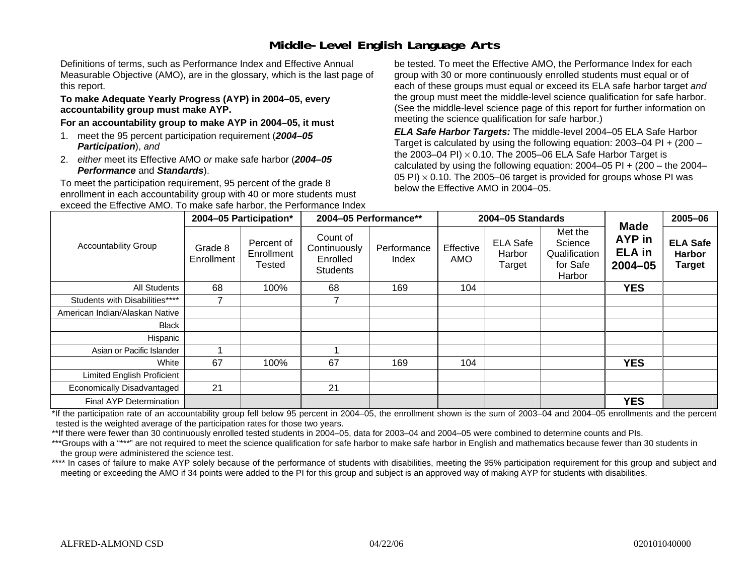# Middle-Level English Language Arts

Definitions of terms, such as Performance Index and Effective Annual Measurable Objective (AMO), are in the glossary, which is the last page of this report.

**To make Adequate Yearly Progress (AYP) in 2004–05, every accountability group must make AYP.**

**For an accountability group to make AYP in 2004–05, it must**

1. meet the 95 percent participation requirement (***2004–05 Participation***), *and*
2. *either* meet its Effective AMO *or* make safe harbor (***2004–05 Performance*** and ***Standards***).

To meet the participation requirement, 95 percent of the grade 8 enrollment in each accountability group with 40 or more students must be tested. To meet the Effective AMO, the Performance Index for each group with 30 or more continuously enrolled students must equal or exceed the Effective AMO. To make safe harbor, the Performance Index of each of these groups must equal or exceed its ELA safe harbor target *and* the group must meet the middle-level science qualification for safe harbor. (See the middle-level science page of this report for further information on meeting the science qualification for safe harbor.)

***ELA Safe Harbor Targets:*** The middle-level 2004–05 ELA Safe Harbor Target is calculated by using the following equation: 2003–04 PI + (200 – the 2003–04 PI) $\times$ 0.10. The 2005–06 ELA Safe Harbor Target is calculated by using the following equation: 2004–05 PI + (200 – the 2004–05 PI) $\times$ 0.10. The 2005–06 target is provided for groups whose PI was below the Effective AMO in 2004–05.

| Accountability Group | 2004–05 Participation* | | 2004–05 Performance** | | 2004–05 Standards | | | Made AYP in ELA in 2004–05 | 2005–06 |
|---|---|---|---|---|---|---|---|---|---|
| | Grade 8 Enrollment | Percent of Enrollment Tested | Count of Continuously Enrolled Students | Performance Index | Effective AMO | ELA Safe Harbor Target | Met the Science Qualification for Safe Harbor | | ELA Safe Harbor Target |
| All Students | 68 | 100% | 68 | 169 | 104 | | | YES | |
| Students with Disabilities**** | 7 | | 7 | | | | | | |
| American Indian/Alaskan Native | | | | | | | | | |
| Black | | | | | | | | | |
| Hispanic | | | | | | | | | |
| Asian or Pacific Islander | 1 | | 1 | | | | | | |
| White | 67 | 100% | 67 | 169 | 104 | | | YES | |
| Limited English Proficient | | | | | | | | | |
| Economically Disadvantaged | 21 | | 21 | | | | | | |
| Final AYP Determination | | | | | | | | YES | |

*If the participation rate of an accountability group fell below 95 percent in 2004–05, the enrollment shown is the sum of 2003–04 and 2004–05 enrollments and the percent tested is the weighted average of the participation rates for those two years.

**If there were fewer than 30 continuously enrolled tested students in 2004–05, data for 2003–04 and 2004–05 were combined to determine counts and PIs.

***Groups with a "***" are not required to meet the science qualification for safe harbor to make safe harbor in English and mathematics because fewer than 30 students in the group were administered the science test.

**** In cases of failure to make AYP solely because of the performance of students with disabilities, meeting the 95% participation requirement for this group and subject and meeting or exceeding the AMO if 34 points were added to the PI for this group and subject is an approved way of making AYP for students with disabilities.

ALFRED-ALMOND CSD 04/22/06 020101040000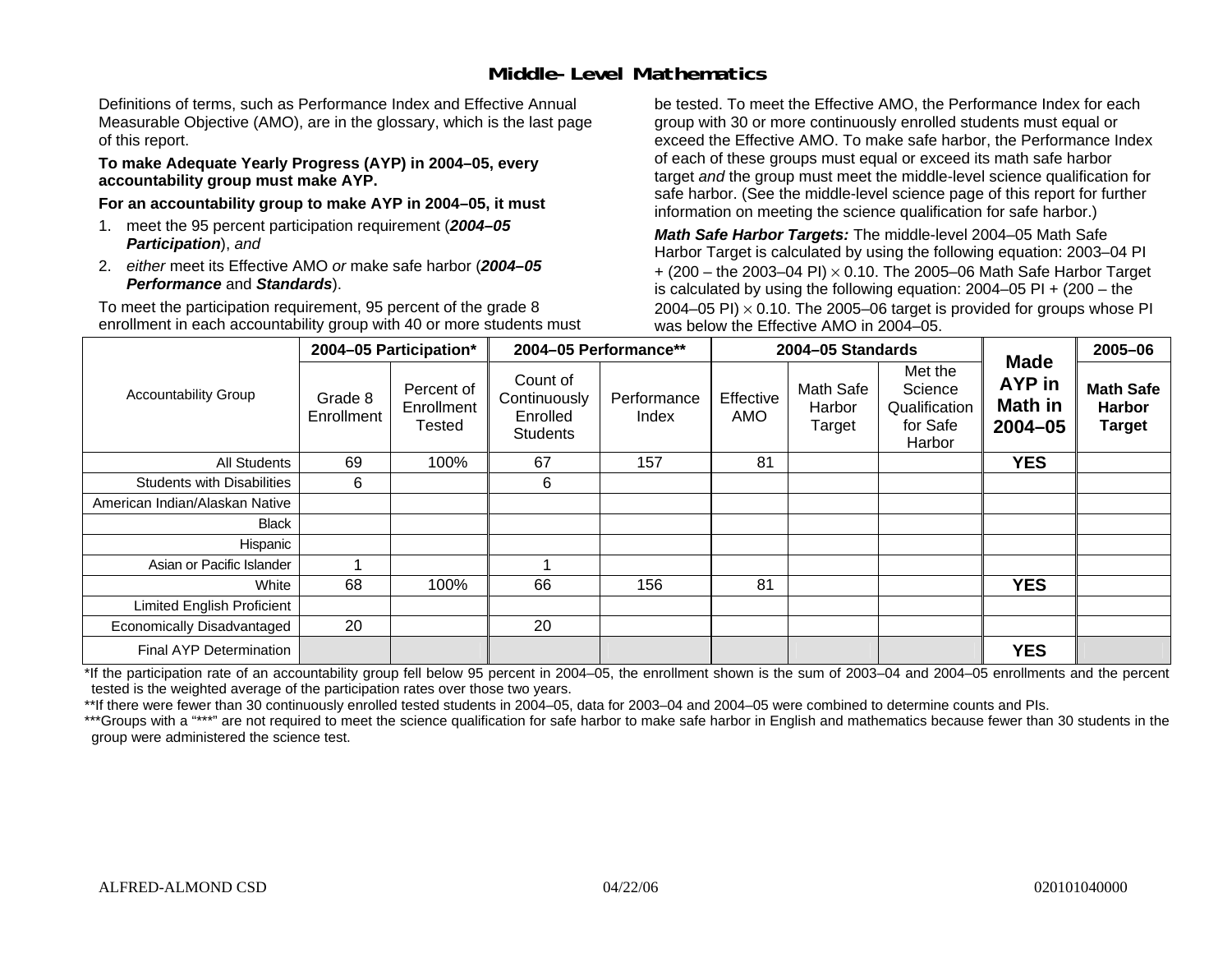# Middle-Level Mathematics

Definitions of terms, such as Performance Index and Effective Annual Measurable Objective (AMO), are in the glossary, which is the last page of this report.

**To make Adequate Yearly Progress (AYP) in 2004–05, every accountability group must make AYP.**

**For an accountability group to make AYP in 2004–05, it must**

1. meet the 95 percent participation requirement (***2004–05 Participation***), *and*
2. *either* meet its Effective AMO *or* make safe harbor (***2004–05 Performance*** and ***Standards***).

To meet the participation requirement, 95 percent of the grade 8 enrollment in each accountability group with 40 or more students must be tested. To meet the Effective AMO, the Performance Index for each group with 30 or more continuously enrolled students must equal or exceed the Effective AMO. To make safe harbor, the Performance Index of each of these groups must equal or exceed its math safe harbor target *and* the group must meet the middle-level science qualification for safe harbor. (See the middle-level science page of this report for further information on meeting the science qualification for safe harbor.)

***Math Safe Harbor Targets:*** The middle-level 2004–05 Math Safe Harbor Target is calculated by using the following equation: 2003–04 PI + (200 – the 2003–04 PI) $\times$ 0.10. The 2005–06 Math Safe Harbor Target is calculated by using the following equation: 2004–05 PI + (200 – the 2004–05 PI) $\times$ 0.10. The 2005–06 target is provided for groups whose PI was below the Effective AMO in 2004–05.

| Accountability Group | 2004–05 Participation* | | 2004–05 Performance** | | 2004–05 Standards | | | Made AYP in Math in 2004–05 | 2005–06 |
|---|---|---|---|---|---|---|---|---|---|
| | Grade 8 Enrollment | Percent of Enrollment Tested | Count of Continuously Enrolled Students | Performance Index | Effective AMO | Math Safe Harbor Target | Met the Science Qualification for Safe Harbor | | **Math Safe Harbor Target** |
| All Students | 69 | 100% | 67 | 157 | 81 | | | **YES** | |
| Students with Disabilities | 6 | | 6 | | | | | | |
| American Indian/Alaskan Native | | | | | | | | | |
| Black | | | | | | | | | |
| Hispanic | | | | | | | | | |
| Asian or Pacific Islander | 1 | | 1 | | | | | | |
| White | 68 | 100% | 66 | 156 | 81 | | | **YES** | |
| Limited English Proficient | | | | | | | | | |
| Economically Disadvantaged | 20 | | 20 | | | | | | |
| Final AYP Determination | | | | | | | | **YES** | |

*If the participation rate of an accountability group fell below 95 percent in 2004–05, the enrollment shown is the sum of 2003–04 and 2004–05 enrollments and the percent tested is the weighted average of the participation rates over those two years.

**If there were fewer than 30 continuously enrolled tested students in 2004–05, data for 2003–04 and 2004–05 were combined to determine counts and PIs.

***Groups with a "***" are not required to meet the science qualification for safe harbor to make safe harbor in English and mathematics because fewer than 30 students in the group were administered the science test.

ALFRED-ALMOND CSD 04/22/06 020101040000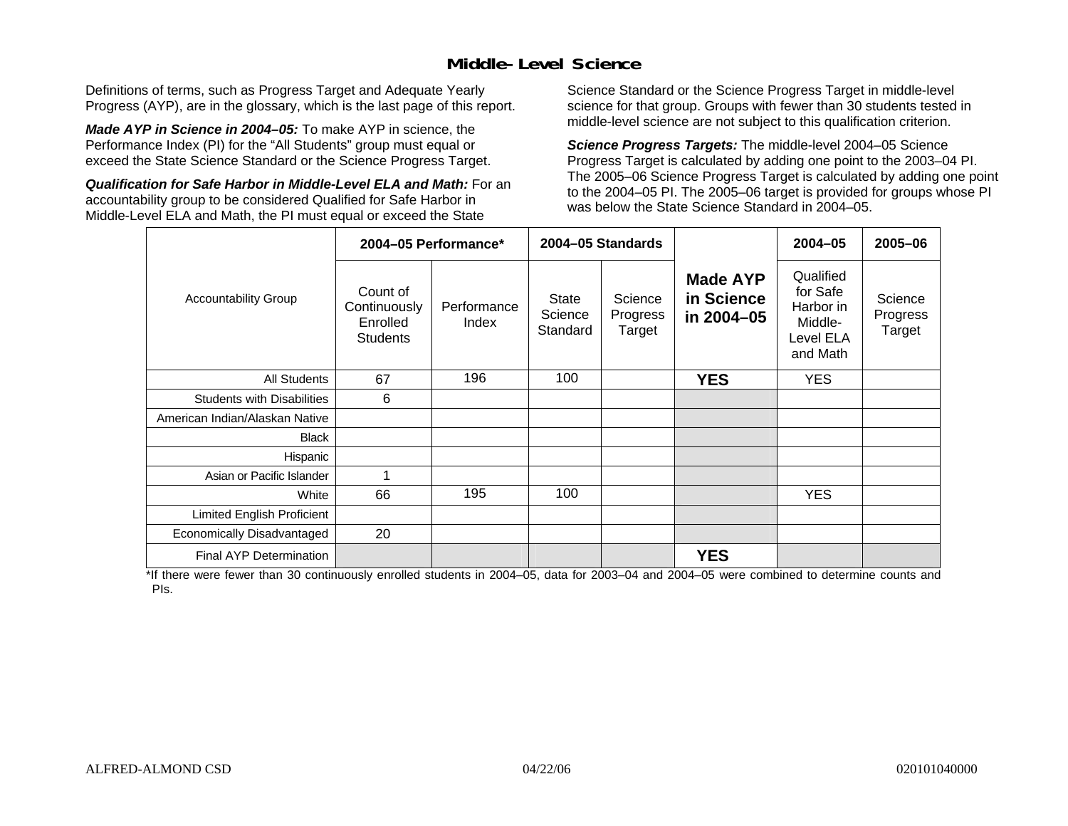## Middle-Level Science

Definitions of terms, such as Progress Target and Adequate Yearly Progress (AYP), are in the glossary, which is the last page of this report.

***Made AYP in Science in 2004–05:*** To make AYP in science, the Performance Index (PI) for the "All Students" group must equal or exceed the State Science Standard or the Science Progress Target.

***Qualification for Safe Harbor in Middle-Level ELA and Math:*** For an accountability group to be considered Qualified for Safe Harbor in Middle-Level ELA and Math, the PI must equal or exceed the State Science Standard or the Science Progress Target in middle-level science for that group. Groups with fewer than 30 students tested in middle-level science are not subject to this qualification criterion.

***Science Progress Targets:*** The middle-level 2004–05 Science Progress Target is calculated by adding one point to the 2003–04 PI. The 2005–06 Science Progress Target is calculated by adding one point to the 2004–05 PI. The 2005–06 target is provided for groups whose PI was below the State Science Standard in 2004–05.

| Accountability Group | 2004–05 Performance* | | 2004–05 Standards | | Made AYP in Science in 2004–05 | 2004–05 | 2005–06 |
|---|---|---|---|---|---|---|---|
| | Count of Continuously Enrolled Students | Performance Index | State Science Standard | Science Progress Target | | Qualified for Safe Harbor in Middle-Level ELA and Math | Science Progress Target |
| All Students | 67 | 196 | 100 | | **YES** | YES | |
| Students with Disabilities | 6 | | | | | | |
| American Indian/Alaskan Native | | | | | | | |
| Black | | | | | | | |
| Hispanic | | | | | | | |
| Asian or Pacific Islander | 1 | | | | | | |
| White | 66 | 195 | 100 | | | YES | |
| Limited English Proficient | | | | | | | |
| Economically Disadvantaged | 20 | | | | | | |
| Final AYP Determination | | | | | **YES** | | |

*If there were fewer than 30 continuously enrolled students in 2004–05, data for 2003–04 and 2004–05 were combined to determine counts and PIs.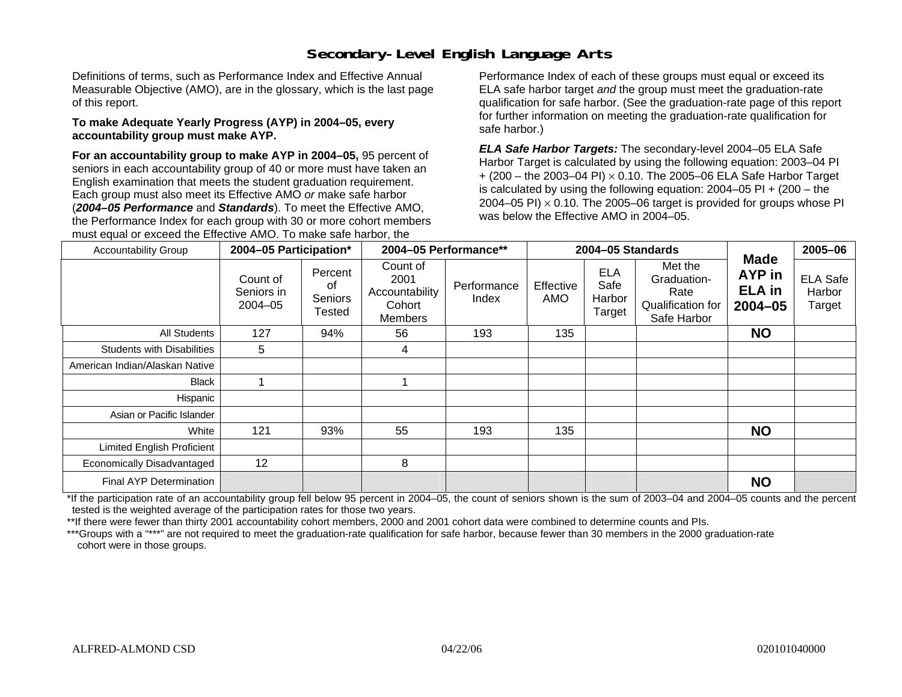# Secondary-Level English Language Arts

Definitions of terms, such as Performance Index and Effective Annual Measurable Objective (AMO), are in the glossary, which is the last page of this report.

**To make Adequate Yearly Progress (AYP) in 2004–05, every accountability group must make AYP.**

**For an accountability group to make AYP in 2004–05,** 95 percent of seniors in each accountability group of 40 or more must have taken an English examination that meets the student graduation requirement. Each group must also meet its Effective AMO *or* make safe harbor (***2004–05 Performance*** and ***Standards***). To meet the Effective AMO, the Performance Index for each group with 30 or more cohort members must equal or exceed the Effective AMO. To make safe harbor, the Performance Index of each of these groups must equal or exceed its ELA safe harbor target *and* the group must meet the graduation-rate qualification for safe harbor. (See the graduation-rate page of this report for further information on meeting the graduation-rate qualification for safe harbor.)

***ELA Safe Harbor Targets:*** The secondary-level 2004–05 ELA Safe Harbor Target is calculated by using the following equation: 2003–04 PI + (200 – the 2003–04 PI) $\times$ 0.10. The 2005–06 ELA Safe Harbor Target is calculated by using the following equation: 2004–05 PI + (200 – the 2004–05 PI) $\times$ 0.10. The 2005–06 target is provided for groups whose PI was below the Effective AMO in 2004–05.

| Accountability Group | 2004–05 Participation* | | 2004–05 Performance** | | 2004–05 Standards | | | Made AYP in ELA in 2004–05 | 2005–06 |
|---|---|---|---|---|---|---|---|---|---|
| | Count of Seniors in 2004–05 | Percent of Seniors Tested | Count of 2001 Accountability Cohort Members | Performance Index | Effective AMO | ELA Safe Harbor Target | Met the Graduation-Rate Qualification for Safe Harbor | | ELA Safe Harbor Target |
| All Students | 127 | 94% | 56 | 193 | 135 | | | **NO** | |
| Students with Disabilities | 5 | | 4 | | | | | | |
| American Indian/Alaskan Native | | | | | | | | | |
| Black | 1 | | 1 | | | | | | |
| Hispanic | | | | | | | | | |
| Asian or Pacific Islander | | | | | | | | | |
| White | 121 | 93% | 55 | 193 | 135 | | | **NO** | |
| Limited English Proficient | | | | | | | | | |
| Economically Disadvantaged | 12 | | 8 | | | | | | |
| Final AYP Determination | | | | | | | | **NO** | |

*If the participation rate of an accountability group fell below 95 percent in 2004–05, the count of seniors shown is the sum of 2003–04 and 2004–05 counts and the percent tested is the weighted average of the participation rates for those two years.

**If there were fewer than thirty 2001 accountability cohort members, 2000 and 2001 cohort data were combined to determine counts and PIs.

***Groups with a "***" are not required to meet the graduation-rate qualification for safe harbor, because fewer than 30 members in the 2000 graduation-rate cohort were in those groups.

ALFRED-ALMOND CSD 04/22/06 020101040000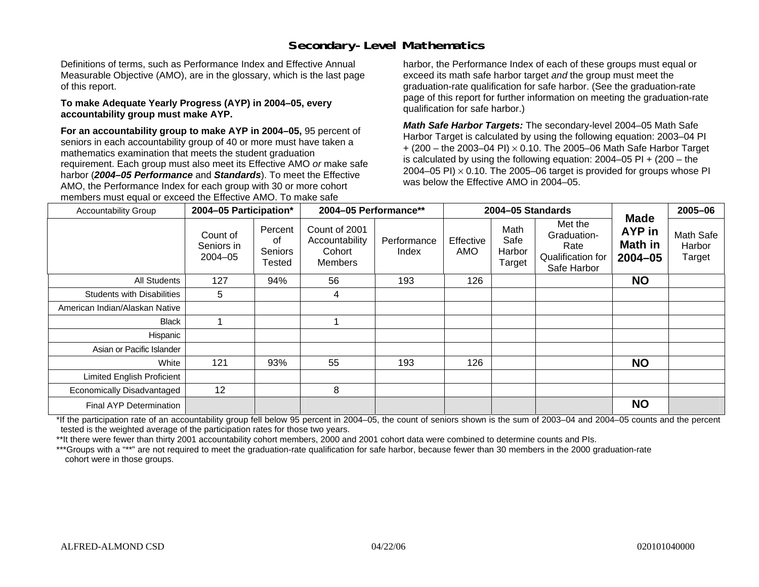# Secondary-Level Mathematics

Definitions of terms, such as Performance Index and Effective Annual Measurable Objective (AMO), are in the glossary, which is the last page of this report.

**To make Adequate Yearly Progress (AYP) in 2004–05, every accountability group must make AYP.**

**For an accountability group to make AYP in 2004–05,** 95 percent of seniors in each accountability group of 40 or more must have taken a mathematics examination that meets the student graduation requirement. Each group must also meet its Effective AMO *or* make safe harbor (***2004–05 Performance*** and ***Standards***). To meet the Effective AMO, the Performance Index for each group with 30 or more cohort members must equal or exceed the Effective AMO. To make safe harbor, the Performance Index of each of these groups must equal or exceed its math safe harbor target *and* the group must meet the graduation-rate qualification for safe harbor. (See the graduation-rate page of this report for further information on meeting the graduation-rate qualification for safe harbor.)

***Math Safe Harbor Targets:*** The secondary-level 2004–05 Math Safe Harbor Target is calculated by using the following equation: 2003–04 PI + (200 – the 2003–04 PI) $\times$ 0.10. The 2005–06 Math Safe Harbor Target is calculated by using the following equation: 2004–05 PI + (200 – the 2004–05 PI) $\times$ 0.10. The 2005–06 target is provided for groups whose PI was below the Effective AMO in 2004–05.

| Accountability Group | 2004–05 Participation* | | 2004–05 Performance** | | 2004–05 Standards | | | Made AYP in Math in 2004–05 | 2005–06 |
|---|---|---|---|---|---|---|---|---|---|
| | Count of Seniors in 2004–05 | Percent of Seniors Tested | Count of 2001 Accountability Cohort Members | Performance Index | Effective AMO | Math Safe Harbor Target | Met the Graduation-Rate Qualification for Safe Harbor | | Math Safe Harbor Target |
| All Students | 127 | 94% | 56 | 193 | 126 | | | **NO** | |
| Students with Disabilities | 5 | | 4 | | | | | | |
| American Indian/Alaskan Native | | | | | | | | | |
| Black | 1 | | 1 | | | | | | |
| Hispanic | | | | | | | | | |
| Asian or Pacific Islander | | | | | | | | | |
| White | 121 | 93% | 55 | 193 | 126 | | | **NO** | |
| Limited English Proficient | | | | | | | | | |
| Economically Disadvantaged | 12 | | 8 | | | | | | |
| Final AYP Determination | | | | | | | | **NO** | |

*If the participation rate of an accountability group fell below 95 percent in 2004–05, the count of seniors shown is the sum of 2003–04 and 2004–05 counts and the percent tested is the weighted average of the participation rates for those two years.

**It there were fewer than thirty 2001 accountability cohort members, 2000 and 2001 cohort data were combined to determine counts and PIs.

***Groups with a "**" are not required to meet the graduation-rate qualification for safe harbor, because fewer than 30 members in the 2000 graduation-rate cohort were in those groups.

ALFRED-ALMOND CSD 04/22/06 020101040000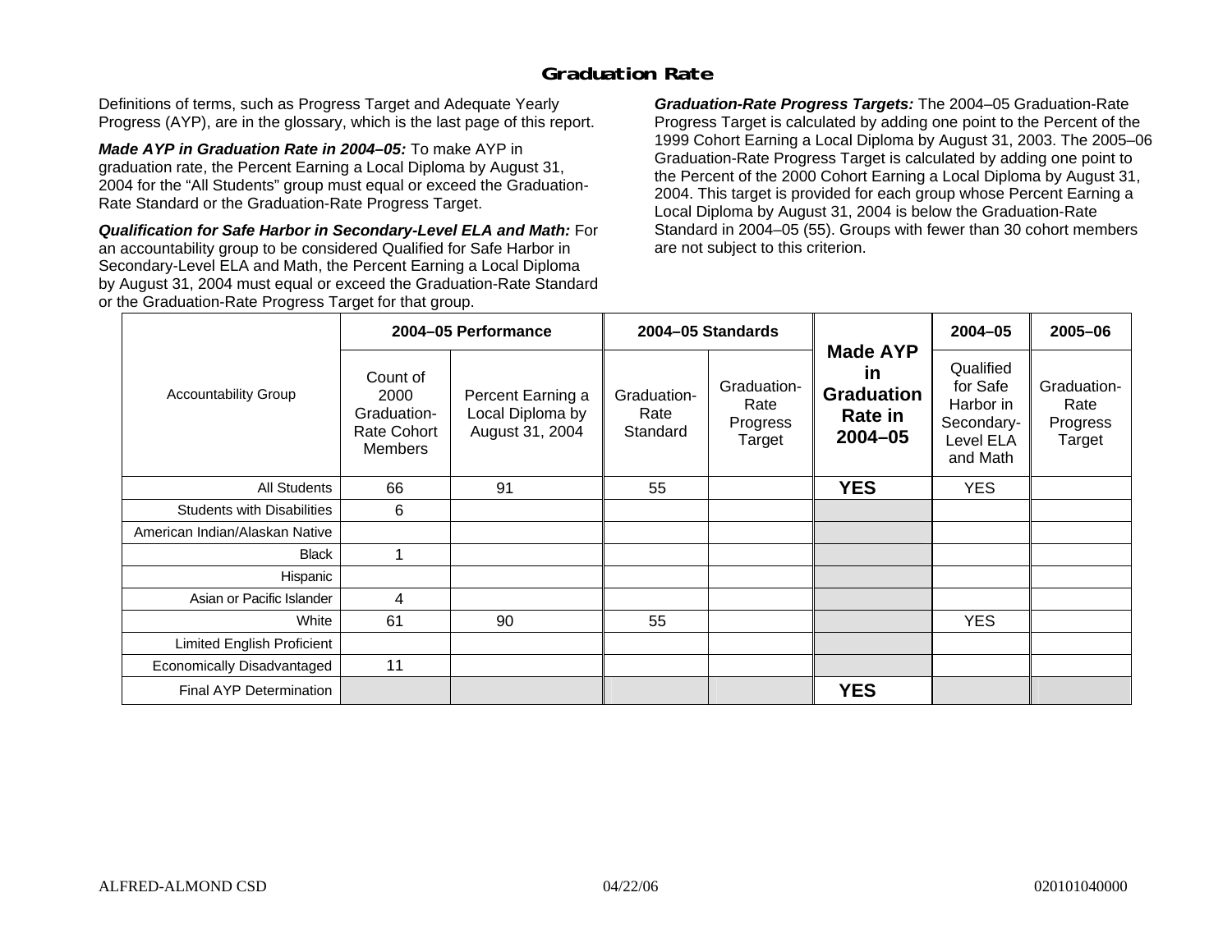## Graduation Rate

Definitions of terms, such as Progress Target and Adequate Yearly Progress (AYP), are in the glossary, which is the last page of this report.

***Made AYP in Graduation Rate in 2004–05:*** To make AYP in graduation rate, the Percent Earning a Local Diploma by August 31, 2004 for the "All Students" group must equal or exceed the Graduation-Rate Standard or the Graduation-Rate Progress Target.

***Qualification for Safe Harbor in Secondary-Level ELA and Math:*** For an accountability group to be considered Qualified for Safe Harbor in Secondary-Level ELA and Math, the Percent Earning a Local Diploma by August 31, 2004 must equal or exceed the Graduation-Rate Standard or the Graduation-Rate Progress Target for that group.

***Graduation-Rate Progress Targets:*** The 2004–05 Graduation-Rate Progress Target is calculated by adding one point to the Percent of the 1999 Cohort Earning a Local Diploma by August 31, 2003. The 2005–06 Graduation-Rate Progress Target is calculated by adding one point to the Percent of the 2000 Cohort Earning a Local Diploma by August 31, 2004. This target is provided for each group whose Percent Earning a Local Diploma by August 31, 2004 is below the Graduation-Rate Standard in 2004–05 (55). Groups with fewer than 30 cohort members are not subject to this criterion.

| Accountability Group | 2004–05 Performance | | 2004–05 Standards | | Made AYP in Graduation Rate in 2004–05 | 2004–05 | 2005–06 |
|---|---|---|---|---|---|---|---|
| | Count of 2000 Graduation-Rate Cohort Members | Percent Earning a Local Diploma by August 31, 2004 | Graduation-Rate Standard | Graduation-Rate Progress Target | | Qualified for Safe Harbor in Secondary-Level ELA and Math | Graduation-Rate Progress Target |
| All Students | 66 | 91 | 55 | | **YES** | YES | |
| Students with Disabilities | 6 | | | | | | |
| American Indian/Alaskan Native | | | | | | | |
| Black | 1 | | | | | | |
| Hispanic | | | | | | | |
| Asian or Pacific Islander | 4 | | | | | | |
| White | 61 | 90 | 55 | | | YES | |
| Limited English Proficient | | | | | | | |
| Economically Disadvantaged | 11 | | | | | | |
| Final AYP Determination | | | | | **YES** | | |

ALFRED-ALMOND CSD 04/22/06 020101040000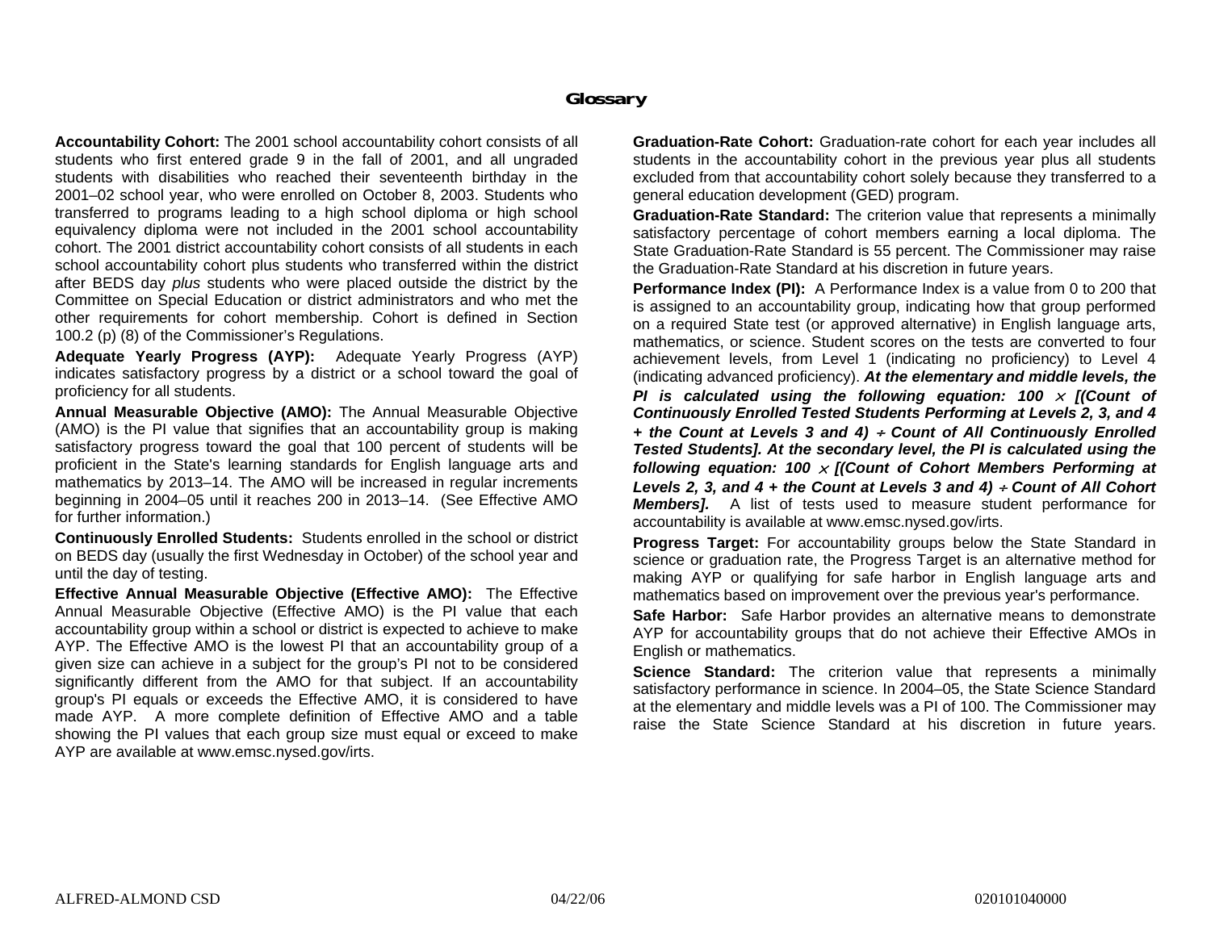## Glossary

**Accountability Cohort:** The 2001 school accountability cohort consists of all students who first entered grade 9 in the fall of 2001, and all ungraded students with disabilities who reached their seventeenth birthday in the 2001–02 school year, who were enrolled on October 8, 2003. Students who transferred to programs leading to a high school diploma or high school equivalency diploma were not included in the 2001 school accountability cohort. The 2001 district accountability cohort consists of all students in each school accountability cohort plus students who transferred within the district after BEDS day *plus* students who were placed outside the district by the Committee on Special Education or district administrators and who met the other requirements for cohort membership. Cohort is defined in Section 100.2 (p) (8) of the Commissioner's Regulations.

**Adequate Yearly Progress (AYP):** Adequate Yearly Progress (AYP) indicates satisfactory progress by a district or a school toward the goal of proficiency for all students.

**Annual Measurable Objective (AMO):** The Annual Measurable Objective (AMO) is the PI value that signifies that an accountability group is making satisfactory progress toward the goal that 100 percent of students will be proficient in the State's learning standards for English language arts and mathematics by 2013–14. The AMO will be increased in regular increments beginning in 2004–05 until it reaches 200 in 2013–14. (See Effective AMO for further information.)

**Continuously Enrolled Students:** Students enrolled in the school or district on BEDS day (usually the first Wednesday in October) of the school year and until the day of testing.

**Effective Annual Measurable Objective (Effective AMO):** The Effective Annual Measurable Objective (Effective AMO) is the PI value that each accountability group within a school or district is expected to achieve to make AYP. The Effective AMO is the lowest PI that an accountability group of a given size can achieve in a subject for the group's PI not to be considered significantly different from the AMO for that subject. If an accountability group's PI equals or exceeds the Effective AMO, it is considered to have made AYP. A more complete definition of Effective AMO and a table showing the PI values that each group size must equal or exceed to make AYP are available at www.emsc.nysed.gov/irts.

**Graduation-Rate Cohort:** Graduation-rate cohort for each year includes all students in the accountability cohort in the previous year plus all students excluded from that accountability cohort solely because they transferred to a general education development (GED) program.

**Graduation-Rate Standard:** The criterion value that represents a minimally satisfactory percentage of cohort members earning a local diploma. The State Graduation-Rate Standard is 55 percent. The Commissioner may raise the Graduation-Rate Standard at his discretion in future years.

**Performance Index (PI):** A Performance Index is a value from 0 to 200 that is assigned to an accountability group, indicating how that group performed on a required State test (or approved alternative) in English language arts, mathematics, or science. Student scores on the tests are converted to four achievement levels, from Level 1 (indicating no proficiency) to Level 4 (indicating advanced proficiency). ***At the elementary and middle levels, the PI is calculated using the following equation: 100 × [(Count of Continuously Enrolled Tested Students Performing at Levels 2, 3, and 4 + the Count at Levels 3 and 4) ÷ Count of All Continuously Enrolled Tested Students]. At the secondary level, the PI is calculated using the following equation: 100 × [(Count of Cohort Members Performing at Levels 2, 3, and 4 + the Count at Levels 3 and 4) ÷ Count of All Cohort Members].*** A list of tests used to measure student performance for accountability is available at www.emsc.nysed.gov/irts.

**Progress Target:** For accountability groups below the State Standard in science or graduation rate, the Progress Target is an alternative method for making AYP or qualifying for safe harbor in English language arts and mathematics based on improvement over the previous year's performance.

**Safe Harbor:** Safe Harbor provides an alternative means to demonstrate AYP for accountability groups that do not achieve their Effective AMOs in English or mathematics.

**Science Standard:** The criterion value that represents a minimally satisfactory performance in science. In 2004–05, the State Science Standard at the elementary and middle levels was a PI of 100. The Commissioner may raise the State Science Standard at his discretion in future years.